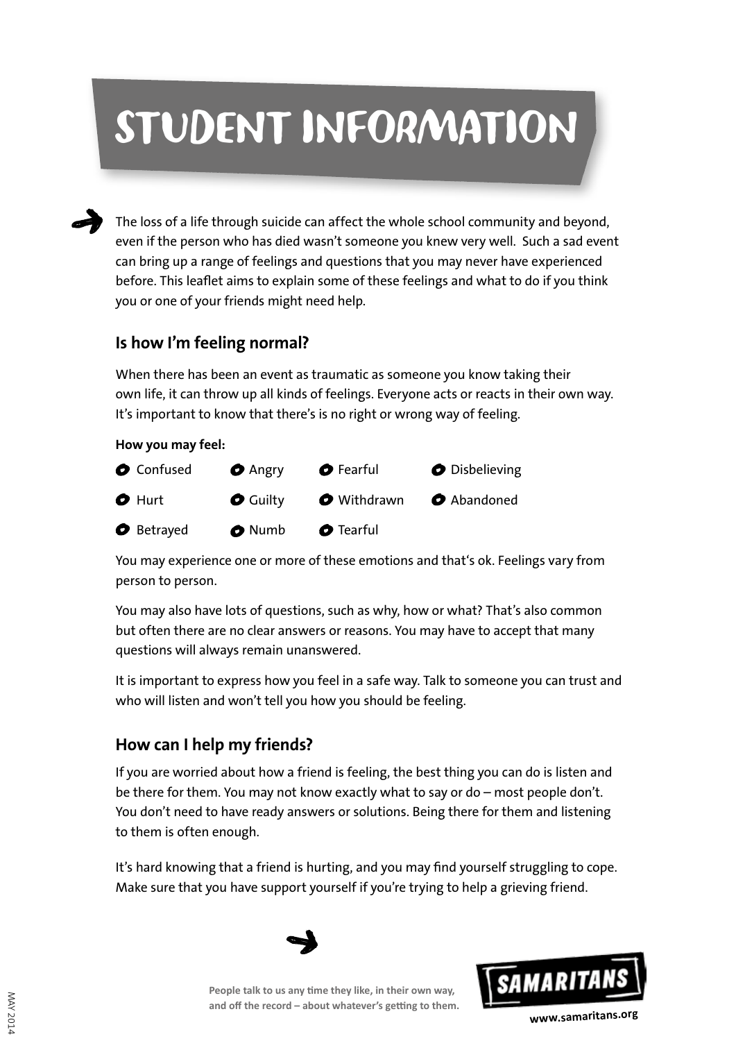# STUDENT INFORMATION

The loss of a life through suicide can affect the whole school community and beyond, even if the person who has died wasn't someone you knew very well. Such a sad event can bring up a range of feelings and questions that you may never have experienced before. This leaflet aims to explain some of these feelings and what to do if you think you or one of your friends might need help.

## Is how I'm feeling normal?

When there has been an event as traumatic as someone you know taking their own life, it can throw up all kinds of feelings. Everyone acts or reacts in their own way. It's important to know that there's is no right or wrong way of feeling.

**How you may feel:**

- Confused
- Angry
- Fearful
- Disbelieving
- Hurt
- Guilty
- Withdrawn
- Abandoned
- Betrayed
- Numb
- Tearful

You may experience one or more of these emotions and that's ok. Feelings vary from person to person.

You may also have lots of questions, such as why, how or what? That's also common but often there are no clear answers or reasons. You may have to accept that many questions will always remain unanswered.

It is important to express how you feel in a safe way. Talk to someone you can trust and who will listen and won't tell you how you should be feeling.

## How can I help my friends?

If you are worried about how a friend is feeling, the best thing you can do is listen and be there for them. You may not know exactly what to say or do – most people don't. You don't need to have ready answers or solutions. Being there for them and listening to them is often enough.

It's hard knowing that a friend is hurting, and you may find yourself struggling to cope. Make sure that you have support yourself if you're trying to help a grieving friend.

**People talk to us any time they like, in their own way, and off the record – about whatever's getting to them.**

SAMARITANS

www.samaritans.org

MAY 2014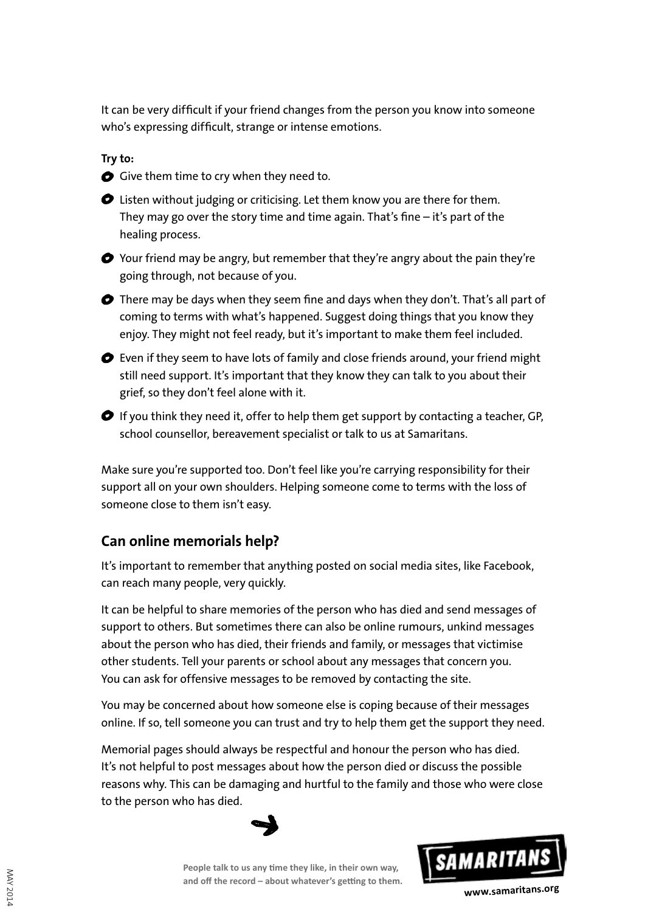It can be very difficult if your friend changes from the person you know into someone who's expressing difficult, strange or intense emotions.

**Try to:**

- Give them time to cry when they need to.
- Listen without judging or criticising. Let them know you are there for them. They may go over the story time and time again. That's fine – it's part of the healing process.
- Your friend may be angry, but remember that they're angry about the pain they're going through, not because of you.
- There may be days when they seem fine and days when they don't. That's all part of coming to terms with what's happened. Suggest doing things that you know they enjoy. They might not feel ready, but it's important to make them feel included.
- Even if they seem to have lots of family and close friends around, your friend might still need support. It's important that they know they can talk to you about their grief, so they don't feel alone with it.
- If you think they need it, offer to help them get support by contacting a teacher, GP, school counsellor, bereavement specialist or talk to us at Samaritans.

Make sure you're supported too. Don't feel like you're carrying responsibility for their support all on your own shoulders. Helping someone come to terms with the loss of someone close to them isn't easy.

## Can online memorials help?

It's important to remember that anything posted on social media sites, like Facebook, can reach many people, very quickly.

It can be helpful to share memories of the person who has died and send messages of support to others. But sometimes there can also be online rumours, unkind messages about the person who has died, their friends and family, or messages that victimise other students. Tell your parents or school about any messages that concern you. You can ask for offensive messages to be removed by contacting the site.

You may be concerned about how someone else is coping because of their messages online. If so, tell someone you can trust and try to help them get the support they need.

Memorial pages should always be respectful and honour the person who has died. It's not helpful to post messages about how the person died or discuss the possible reasons why. This can be damaging and hurtful to the family and those who were close to the person who has died.

**People talk to us any time they like, in their own way, and off the record – about whatever's getting to them.**

SAMARITANS

www.samaritans.org

MAY 2014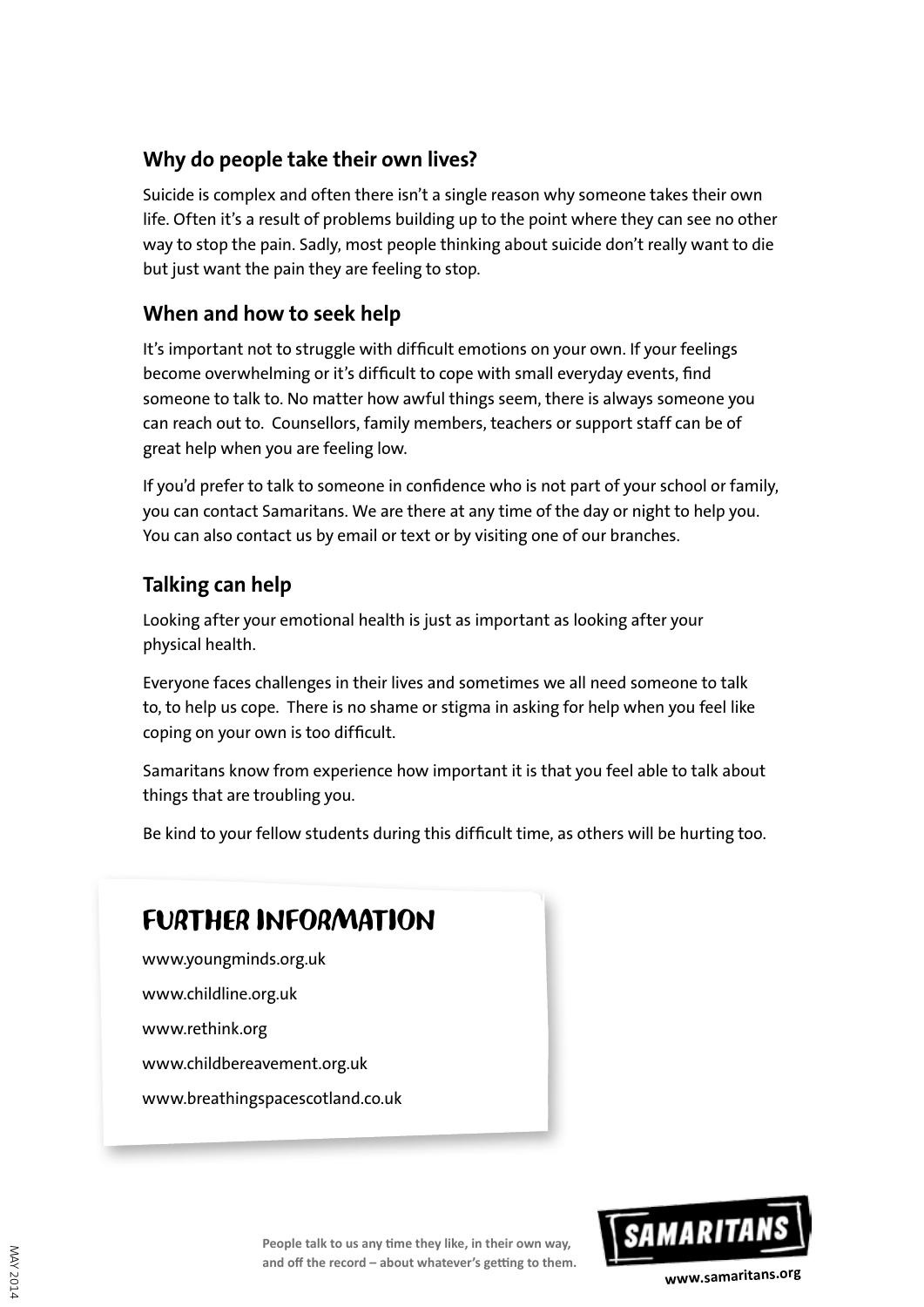## Why do people take their own lives?

Suicide is complex and often there isn't a single reason why someone takes their own life. Often it's a result of problems building up to the point where they can see no other way to stop the pain. Sadly, most people thinking about suicide don't really want to die but just want the pain they are feeling to stop.

## When and how to seek help

It's important not to struggle with difficult emotions on your own. If your feelings become overwhelming or it's difficult to cope with small everyday events, find someone to talk to. No matter how awful things seem, there is always someone you can reach out to. Counsellors, family members, teachers or support staff can be of great help when you are feeling low.

If you'd prefer to talk to someone in confidence who is not part of your school or family, you can contact Samaritans. We are there at any time of the day or night to help you. You can also contact us by email or text or by visiting one of our branches.

## Talking can help

Looking after your emotional health is just as important as looking after your physical health.

Everyone faces challenges in their lives and sometimes we all need someone to talk to, to help us cope. There is no shame or stigma in asking for help when you feel like coping on your own is too difficult.

Samaritans know from experience how important it is that you feel able to talk about things that are troubling you.

Be kind to your fellow students during this difficult time, as others will be hurting too.

## FURTHER INFORMATION

www.youngminds.org.uk

www.childline.org.uk

www.rethink.org

www.childbereavement.org.uk

www.breathingspacescotland.co.uk

**People talk to us any time they like, in their own way, and off the record – about whatever's getting to them.**

SAMARITANS

www.samaritans.org

MAY 2014